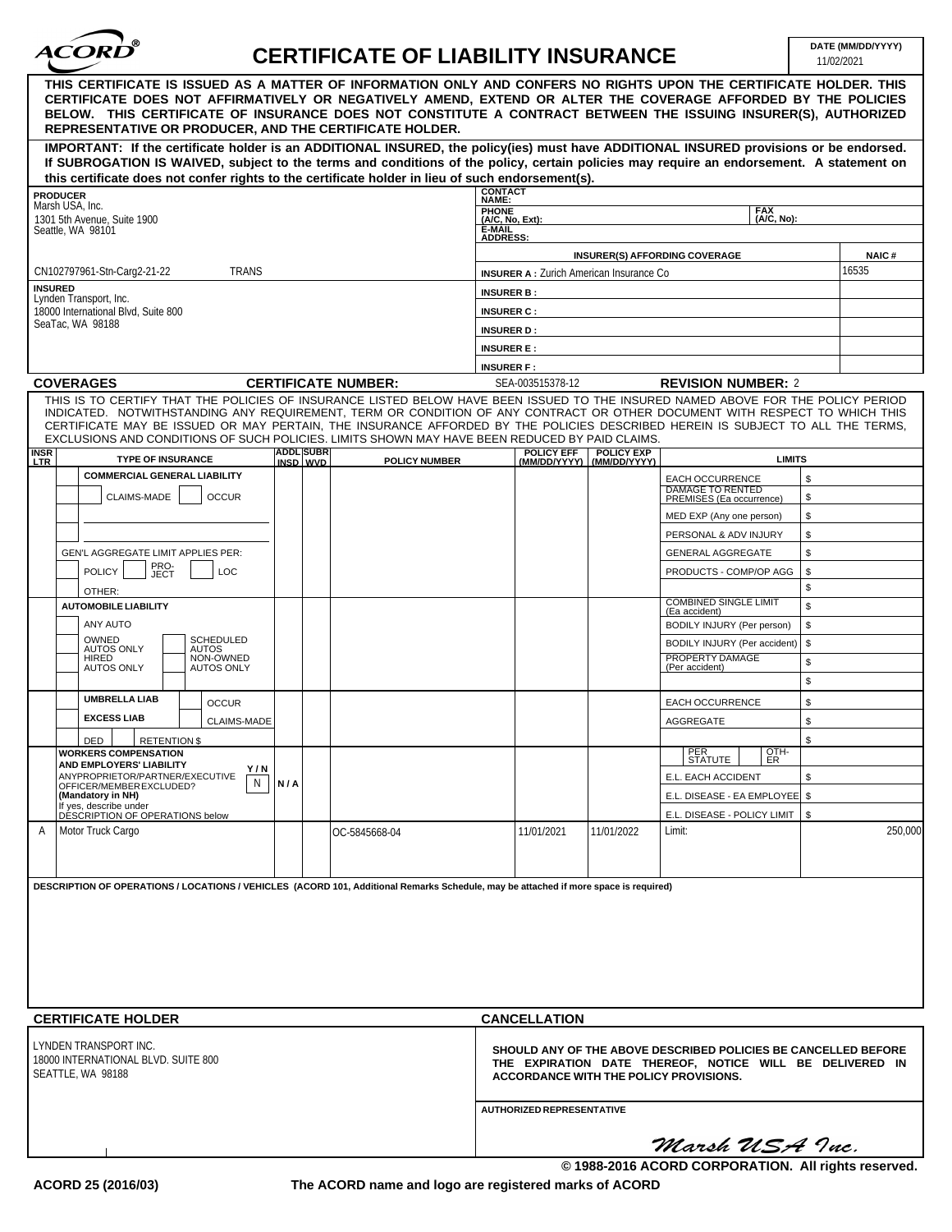**ACORD®**

# CERTIFICATE OF LIABILITY INSURANCE

**DATE (MM/DD/YYYY)** 11/02/2021

**THIS CERTIFICATE IS ISSUED AS A MATTER OF INFORMATION ONLY AND CONFERS NO RIGHTS UPON THE CERTIFICATE HOLDER. THIS CERTIFICATE DOES NOT AFFIRMATIVELY OR NEGATIVELY AMEND, EXTEND OR ALTER THE COVERAGE AFFORDED BY THE POLICIES BELOW. THIS CERTIFICATE OF INSURANCE DOES NOT CONSTITUTE A CONTRACT BETWEEN THE ISSUING INSURER(S), AUTHORIZED REPRESENTATIVE OR PRODUCER, AND THE CERTIFICATE HOLDER.**

**IMPORTANT: If the certificate holder is an ADDITIONAL INSURED, the policy(ies) must have ADDITIONAL INSURED provisions or be endorsed. If SUBROGATION IS WAIVED, subject to the terms and conditions of the policy, certain policies may require an endorsement. A statement on this certificate does not confer rights to the certificate holder in lieu of such endorsement(s).**

| PRODUCER | CONTACT NAME: | |
|---|---|---|
| Marsh USA, Inc.<br>1301 5th Avenue, Suite 1900<br>Seattle, WA 98101 | PHONE (A/C, No, Ext): | FAX (A/C, No): |
| | E-MAIL ADDRESS: | |
| | **INSURER(S) AFFORDING COVERAGE** | **NAIC #** |
| CN102797961-Stn-Carg2-21-22 TRANS | INSURER A : Zurich American Insurance Co | 16535 |
| **INSURED**<br>Lynden Transport, Inc.<br>18000 International Blvd, Suite 800<br>SeaTac, WA 98188 | INSURER B : | |
| | INSURER C : | |
| | INSURER D : | |
| | INSURER E : | |
| | INSURER F : | |

**COVERAGES** **CERTIFICATE NUMBER:** SEA-003515378-12 **REVISION NUMBER:** 2

THIS IS TO CERTIFY THAT THE POLICIES OF INSURANCE LISTED BELOW HAVE BEEN ISSUED TO THE INSURED NAMED ABOVE FOR THE POLICY PERIOD INDICATED. NOTWITHSTANDING ANY REQUIREMENT, TERM OR CONDITION OF ANY CONTRACT OR OTHER DOCUMENT WITH RESPECT TO WHICH THIS CERTIFICATE MAY BE ISSUED OR MAY PERTAIN, THE INSURANCE AFFORDED BY THE POLICIES DESCRIBED HEREIN IS SUBJECT TO ALL THE TERMS, EXCLUSIONS AND CONDITIONS OF SUCH POLICIES. LIMITS SHOWN MAY HAVE BEEN REDUCED BY PAID CLAIMS.

| INSR LTR | TYPE OF INSURANCE | ADDL INSD | SUBR WVD | POLICY NUMBER | POLICY EFF (MM/DD/YYYY) | POLICY EXP (MM/DD/YYYY) | LIMITS | |
|---|---|---|---|---|---|---|---|---|
| | COMMERCIAL GENERAL LIABILITY<br>CLAIMS-MADE / OCCUR<br>GEN'L AGGREGATE LIMIT APPLIES PER: POLICY / PRO-JECT / LOC<br>OTHER: | | | | | | EACH OCCURRENCE | $ |
| | | | | | | | DAMAGE TO RENTED PREMISES (Ea occurrence) | $ |
| | | | | | | | MED EXP (Any one person) | $ |
| | | | | | | | PERSONAL & ADV INJURY | $ |
| | | | | | | | GENERAL AGGREGATE | $ |
| | | | | | | | PRODUCTS - COMP/OP AGG | $ |
| | | | | | | | | $ |
| | AUTOMOBILE LIABILITY<br>ANY AUTO<br>OWNED AUTOS ONLY / SCHEDULED AUTOS<br>HIRED AUTOS ONLY / NON-OWNED AUTOS ONLY | | | | | | COMBINED SINGLE LIMIT (Ea accident) | $ |
| | | | | | | | BODILY INJURY (Per person) | $ |
| | | | | | | | BODILY INJURY (Per accident) | $ |
| | | | | | | | PROPERTY DAMAGE (Per accident) | $ |
| | | | | | | | | $ |
| | UMBRELLA LIAB / OCCUR<br>EXCESS LIAB / CLAIMS-MADE<br>DED / RETENTION $ | | | | | | EACH OCCURRENCE | $ |
| | | | | | | | AGGREGATE | $ |
| | | | | | | | | $ |
| | WORKERS COMPENSATION AND EMPLOYERS' LIABILITY Y/N<br>ANY PROPRIETOR/PARTNER/EXECUTIVE OFFICER/MEMBER EXCLUDED? N<br>(Mandatory in NH)<br>If yes, describe under DESCRIPTION OF OPERATIONS below | N/A | | | | | PER STATUTE / OTH-ER | |
| | | | | | | | E.L. EACH ACCIDENT | $ |
| | | | | | | | E.L. DISEASE - EA EMPLOYEE | $ |
| | | | | | | | E.L. DISEASE - POLICY LIMIT | $ |
| A | Motor Truck Cargo | | | OC-5845668-04 | 11/01/2021 | 11/01/2022 | Limit: | 250,000 |

**DESCRIPTION OF OPERATIONS / LOCATIONS / VEHICLES (ACORD 101, Additional Remarks Schedule, may be attached if more space is required)**

| CERTIFICATE HOLDER | CANCELLATION |
|---|---|
| LYNDEN TRANSPORT INC.<br>18000 INTERNATIONAL BLVD. SUITE 800<br>SEATTLE, WA 98188 | **SHOULD ANY OF THE ABOVE DESCRIBED POLICIES BE CANCELLED BEFORE THE EXPIRATION DATE THEREOF, NOTICE WILL BE DELIVERED IN ACCORDANCE WITH THE POLICY PROVISIONS.** |
| | **AUTHORIZED REPRESENTATIVE**<br>*Marsh USA Inc.* |

© 1988-2016 ACORD CORPORATION. All rights reserved.

ACORD 25 (2016/03) The ACORD name and logo are registered marks of ACORD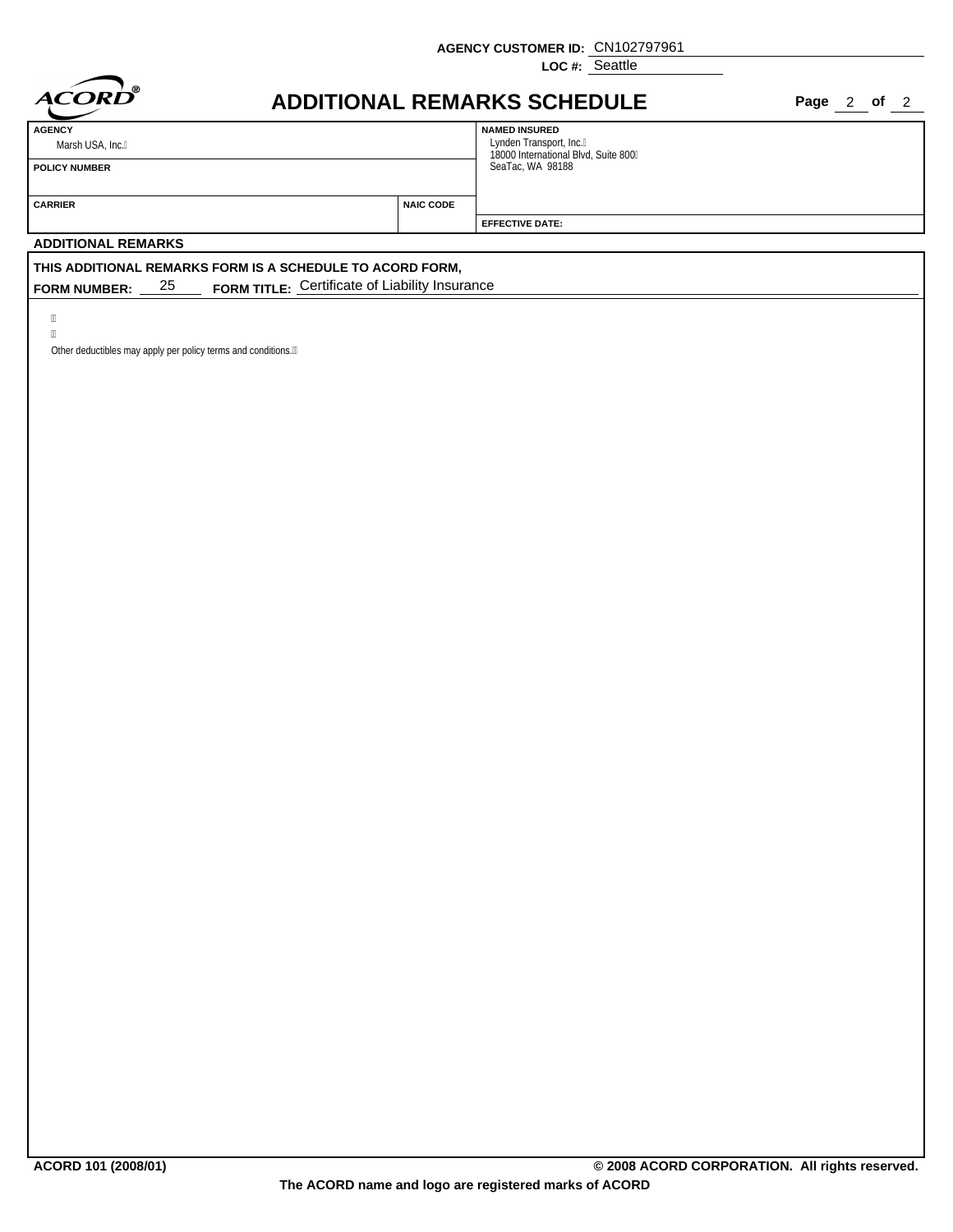AGENCY CUSTOMER ID: CN102797961

LOC #: Seattle

ACORD®

# ADDITIONAL REMARKS SCHEDULE

| AGENCY | | NAMED INSURED |
|---|---|---|
| Marsh USA, Inc. | | Lynden Transport, Inc.<br>18000 International Blvd, Suite 800<br>SeaTac, WA 98188 |
| POLICY NUMBER | | |
| CARRIER | NAIC CODE | EFFECTIVE DATE: |

## ADDITIONAL REMARKS

THIS ADDITIONAL REMARKS FORM IS A SCHEDULE TO ACORD FORM,

FORM NUMBER: 25 FORM TITLE: Certificate of Liability Insurance

Other deductibles may apply per policy terms and conditions.

ACORD 101 (2008/01) © 2008 ACORD CORPORATION. All rights reserved.

The ACORD name and logo are registered marks of ACORD